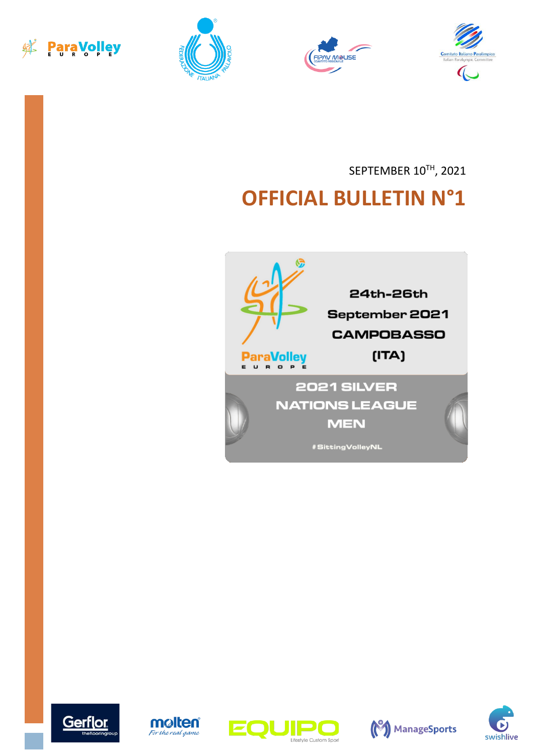SEPTEMBER 10TH, 2021

# OFFICIAL BULLETIN N°1

24th-26th September 2021 CAMPOBASSO (ITA)

2021 SILVER NATIONS LEAGUE MEN

#SittingVolleyNL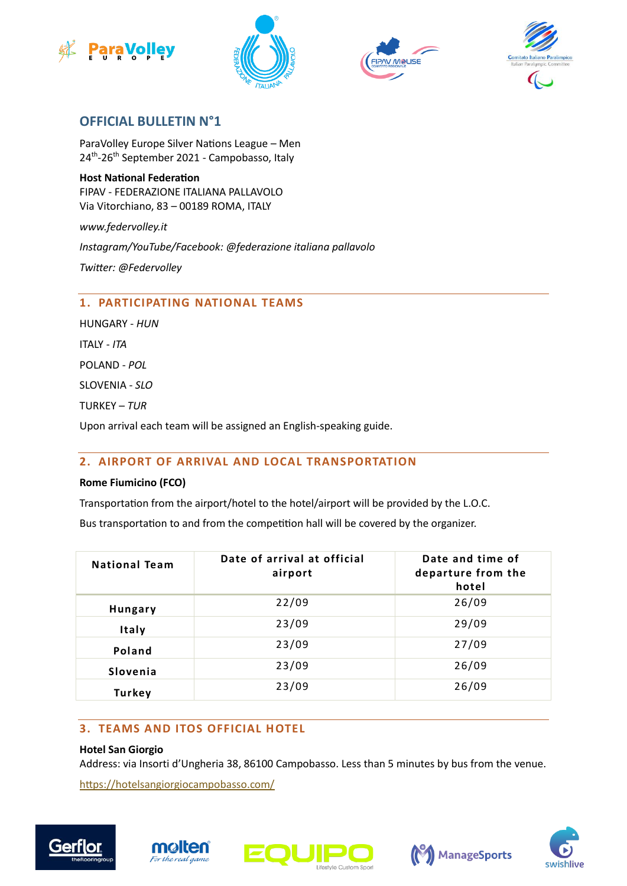## OFFICIAL BULLETIN N°1

ParaVolley Europe Silver Nations League – Men
24th-26th September 2021 - Campobasso, Italy

**Host National Federation**
FIPAV - FEDERAZIONE ITALIANA PALLAVOLO
Via Vitorchiano, 83 – 00189 ROMA, ITALY

*www.federvolley.it*

*Instagram/YouTube/Facebook: @federazione italiana pallavolo*

*Twitter: @Federvolley*

### 1. PARTICIPATING NATIONAL TEAMS

HUNGARY - *HUN*

ITALY - *ITA*

POLAND - *POL*

SLOVENIA - *SLO*

TURKEY – *TUR*

Upon arrival each team will be assigned an English-speaking guide.

### 2. AIRPORT OF ARRIVAL AND LOCAL TRANSPORTATION

**Rome Fiumicino (FCO)**

Transportation from the airport/hotel to the hotel/airport will be provided by the L.O.C.

Bus transportation to and from the competition hall will be covered by the organizer.

| National Team | Date of arrival at official airport | Date and time of departure from the hotel |
|---|---|---|
| **Hungary** | 22/09 | 26/09 |
| **Italy** | 23/09 | 29/09 |
| **Poland** | 23/09 | 27/09 |
| **Slovenia** | 23/09 | 26/09 |
| **Turkey** | 23/09 | 26/09 |

### 3. TEAMS AND ITOS OFFICIAL HOTEL

**Hotel San Giorgio**
Address: via Insorti d'Ungheria 38, 86100 Campobasso. Less than 5 minutes by bus from the venue.

https://hotelsangiorgiocampobasso.com/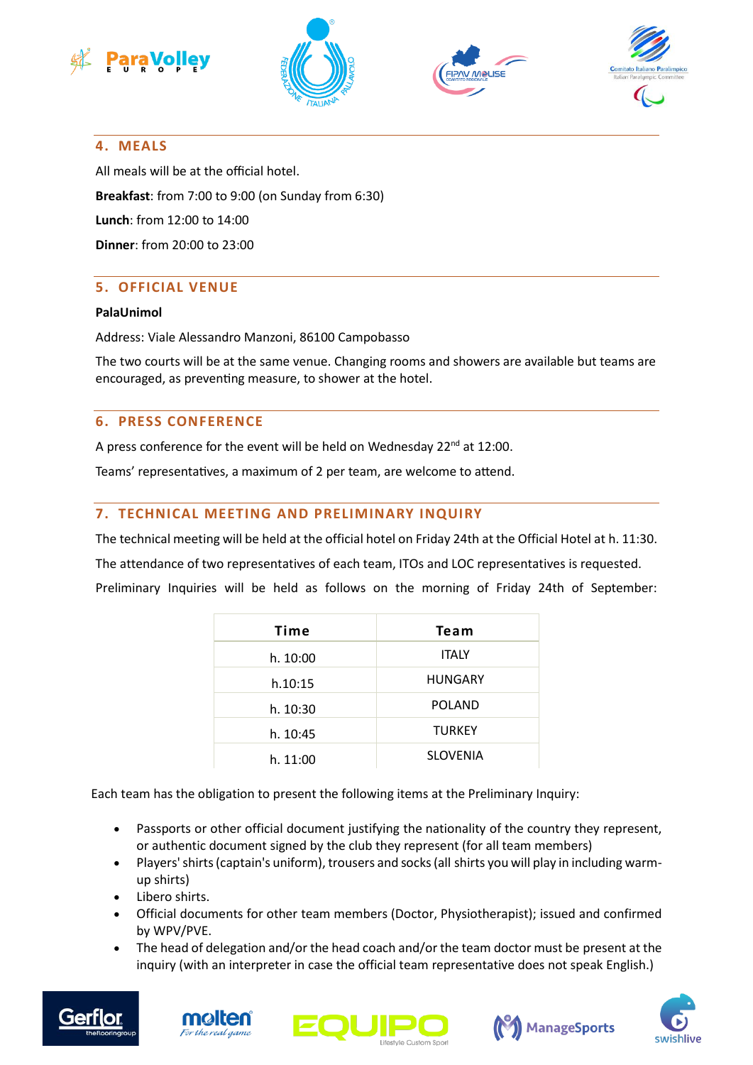## 4. MEALS

All meals will be at the official hotel.

**Breakfast**: from 7:00 to 9:00 (on Sunday from 6:30)

**Lunch**: from 12:00 to 14:00

**Dinner**: from 20:00 to 23:00

## 5. OFFICIAL VENUE

**PalaUnimol**

Address: Viale Alessandro Manzoni, 86100 Campobasso

The two courts will be at the same venue. Changing rooms and showers are available but teams are encouraged, as preventing measure, to shower at the hotel.

## 6. PRESS CONFERENCE

A press conference for the event will be held on Wednesday 22nd at 12:00.

Teams' representatives, a maximum of 2 per team, are welcome to attend.

## 7. TECHNICAL MEETING AND PRELIMINARY INQUIRY

The technical meeting will be held at the official hotel on Friday 24th at the Official Hotel at h. 11:30.

The attendance of two representatives of each team, ITOs and LOC representatives is requested.

Preliminary Inquiries will be held as follows on the morning of Friday 24th of September:

| Time | Team |
|---|---|
| h. 10:00 | ITALY |
| h.10:15 | HUNGARY |
| h. 10:30 | POLAND |
| h. 10:45 | TURKEY |
| h. 11:00 | SLOVENIA |

Each team has the obligation to present the following items at the Preliminary Inquiry:

- Passports or other official document justifying the nationality of the country they represent, or authentic document signed by the club they represent (for all team members)
- Players' shirts (captain's uniform), trousers and socks (all shirts you will play in including warm-up shirts)
- Libero shirts.
- Official documents for other team members (Doctor, Physiotherapist); issued and confirmed by WPV/PVE.
- The head of delegation and/or the head coach and/or the team doctor must be present at the inquiry (with an interpreter in case the official team representative does not speak English.)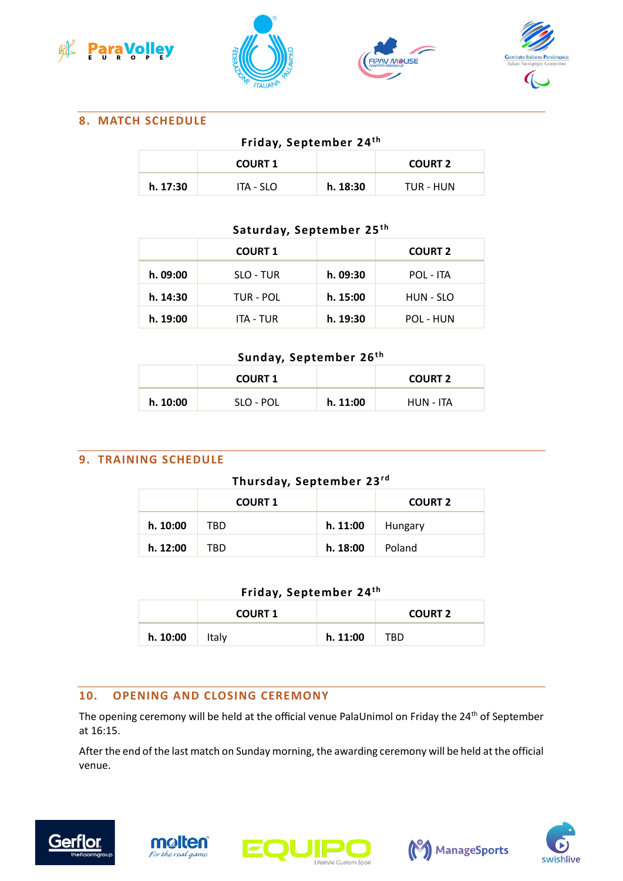## 8. MATCH SCHEDULE

**Friday, September 24th**

| | COURT 1 | | COURT 2 |
|---|---|---|---|
| **h. 17:30** | ITA - SLO | **h. 18:30** | TUR - HUN |

**Saturday, September 25th**

| | COURT 1 | | COURT 2 |
|---|---|---|---|
| **h. 09:00** | SLO - TUR | **h. 09:30** | POL - ITA |
| **h. 14:30** | TUR - POL | **h. 15:00** | HUN - SLO |
| **h. 19:00** | ITA - TUR | **h. 19:30** | POL - HUN |

**Sunday, September 26th**

| | COURT 1 | | COURT 2 |
|---|---|---|---|
| **h. 10:00** | SLO - POL | **h. 11:00** | HUN - ITA |

## 9. TRAINING SCHEDULE

**Thursday, September 23rd**

| | COURT 1 | | COURT 2 |
|---|---|---|---|
| **h. 10:00** | TBD | **h. 11:00** | Hungary |
| **h. 12:00** | TBD | **h. 18:00** | Poland |

**Friday, September 24th**

| | COURT 1 | | COURT 2 |
|---|---|---|---|
| **h. 10:00** | Italy | **h. 11:00** | TBD |

## 10. OPENING AND CLOSING CEREMONY

The opening ceremony will be held at the official venue PalaUnimol on Friday the 24th of September at 16:15.

After the end of the last match on Sunday morning, the awarding ceremony will be held at the official venue.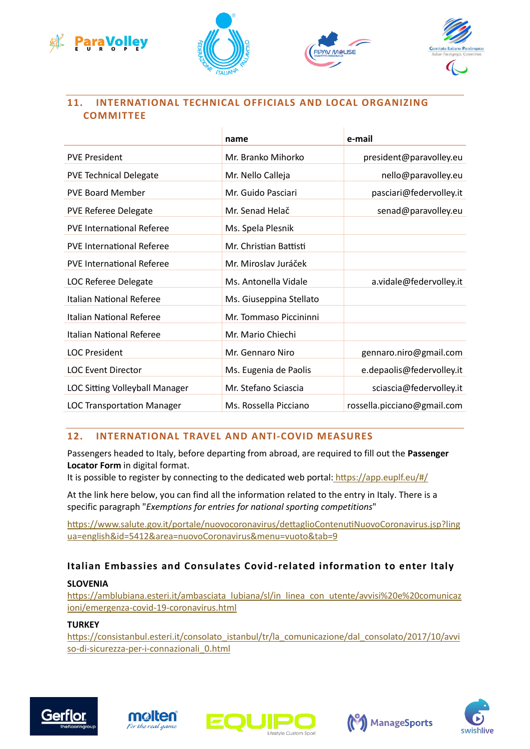## 11. INTERNATIONAL TECHNICAL OFFICIALS AND LOCAL ORGANIZING COMMITTEE

| | name | e-mail |
|---|---|---|
| PVE President | Mr. Branko Mihorko | president@paravolley.eu |
| PVE Technical Delegate | Mr. Nello Calleja | nello@paravolley.eu |
| PVE Board Member | Mr. Guido Pasciari | pasciari@federvolley.it |
| PVE Referee Delegate | Mr. Senad Helač | senad@paravolley.eu |
| PVE International Referee | Ms. Spela Plesnik | |
| PVE International Referee | Mr. Christian Battisti | |
| PVE International Referee | Mr. Miroslav Juráček | |
| LOC Referee Delegate | Ms. Antonella Vidale | a.vidale@federvolley.it |
| Italian National Referee | Ms. Giuseppina Stellato | |
| Italian National Referee | Mr. Tommaso Piccininni | |
| Italian National Referee | Mr. Mario Chiechi | |
| LOC President | Mr. Gennaro Niro | gennaro.niro@gmail.com |
| LOC Event Director | Ms. Eugenia de Paolis | e.depaolis@federvolley.it |
| LOC Sitting Volleyball Manager | Mr. Stefano Sciascia | sciascia@federvolley.it |
| LOC Transportation Manager | Ms. Rossella Picciano | rossella.picciano@gmail.com |

## 12. INTERNATIONAL TRAVEL AND ANTI-COVID MEASURES

Passengers headed to Italy, before departing from abroad, are required to fill out the **Passenger Locator Form** in digital format.
It is possible to register by connecting to the dedicated web portal: https://app.euplf.eu/#/

At the link here below, you can find all the information related to the entry in Italy. There is a specific paragraph "*Exemptions for entries for national sporting competitions*"

https://www.salute.gov.it/portale/nuovocoronavirus/dettaglioContenutiNuovoCoronavirus.jsp?lingua=english&id=5412&area=nuovoCoronavirus&menu=vuoto&tab=9

### Italian Embassies and Consulates Covid-related information to enter Italy

**SLOVENIA**
https://amblubiana.esteri.it/ambasciata_lubiana/sl/in_linea_con_utente/avvisi%20e%20comunicazioni/emergenza-covid-19-coronavirus.html

**TURKEY**
https://consistanbul.esteri.it/consolato_istanbul/tr/la_comunicazione/dal_consolato/2017/10/avviso-di-sicurezza-per-i-connazionali_0.html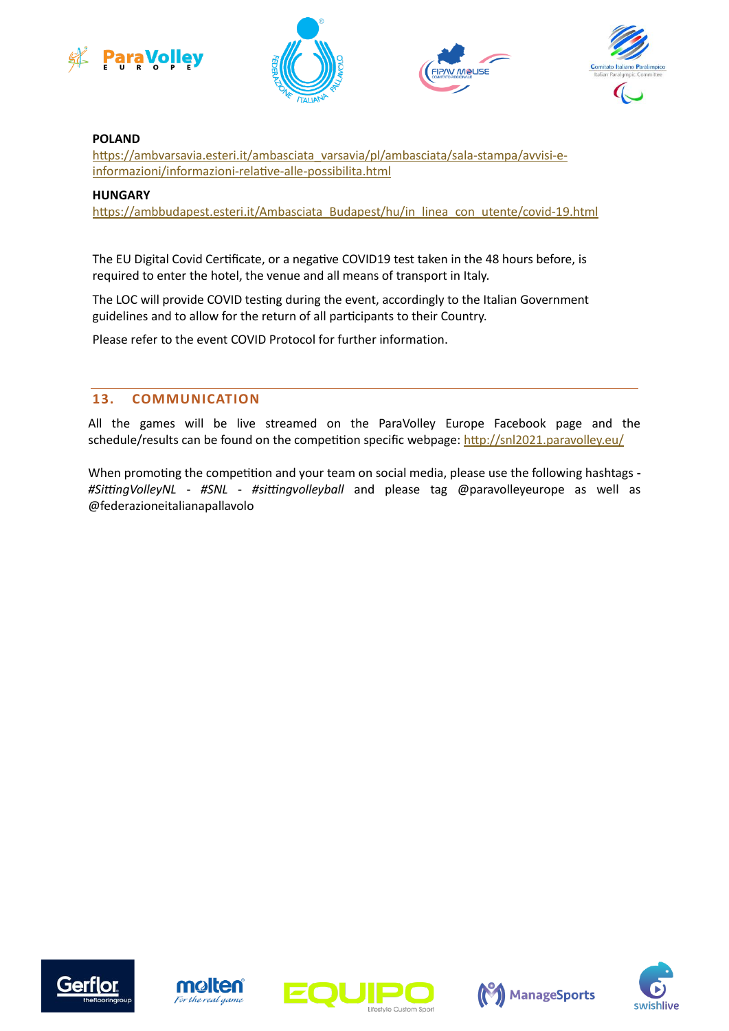**POLAND**

https://ambvarsavia.esteri.it/ambasciata_varsavia/pl/ambasciata/sala-stampa/avvisi-e-informazioni/informazioni-relative-alle-possibilita.html

**HUNGARY**

https://ambbudapest.esteri.it/Ambasciata_Budapest/hu/in_linea_con_utente/covid-19.html

The EU Digital Covid Certificate, or a negative COVID19 test taken in the 48 hours before, is required to enter the hotel, the venue and all means of transport in Italy.

The LOC will provide COVID testing during the event, accordingly to the Italian Government guidelines and to allow for the return of all participants to their Country.

Please refer to the event COVID Protocol for further information.

## 13. COMMUNICATION

All the games will be live streamed on the ParaVolley Europe Facebook page and the schedule/results can be found on the competition specific webpage: http://snl2021.paravolley.eu/

When promoting the competition and your team on social media, please use the following hashtags - *#SittingVolleyNL* - *#SNL* - *#sittingvolleyball* and please tag @paravolleyeurope as well as @federazioneitalianapallavolo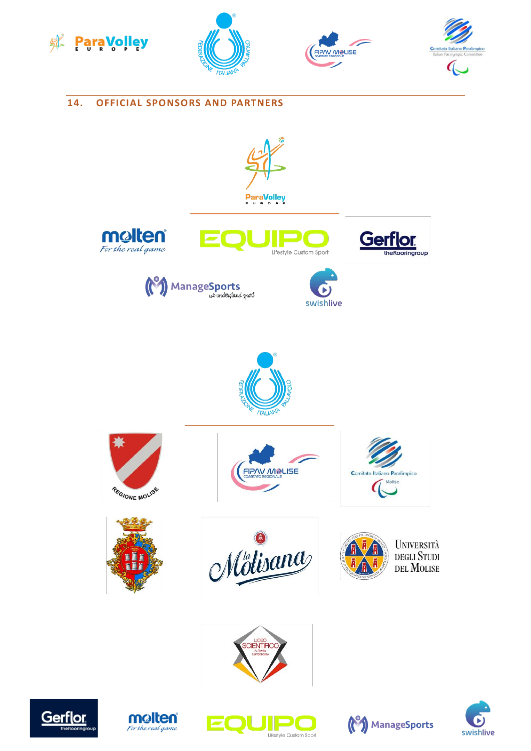## 14. OFFICIAL SPONSORS AND PARTNERS